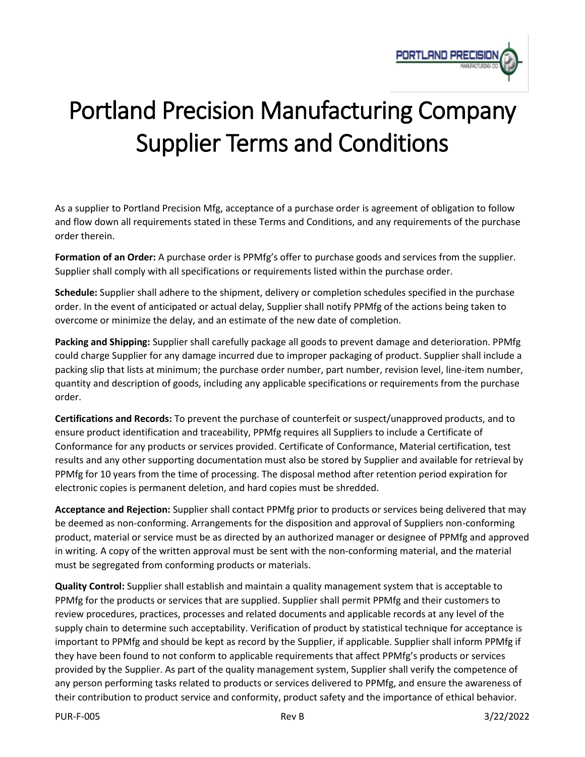# Portland Precision Manufacturing Company Supplier Terms and Conditions

As a supplier to Portland Precision Mfg, acceptance of a purchase order is agreement of obligation to follow and flow down all requirements stated in these Terms and Conditions, and any requirements of the purchase order therein.

**Formation of an Order:** A purchase order is PPMfg's offer to purchase goods and services from the supplier. Supplier shall comply with all specifications or requirements listed within the purchase order.

**Schedule:** Supplier shall adhere to the shipment, delivery or completion schedules specified in the purchase order. In the event of anticipated or actual delay, Supplier shall notify PPMfg of the actions being taken to overcome or minimize the delay, and an estimate of the new date of completion.

**Packing and Shipping:** Supplier shall carefully package all goods to prevent damage and deterioration. PPMfg could charge Supplier for any damage incurred due to improper packaging of product. Supplier shall include a packing slip that lists at minimum; the purchase order number, part number, revision level, line-item number, quantity and description of goods, including any applicable specifications or requirements from the purchase order.

**Certifications and Records:** To prevent the purchase of counterfeit or suspect/unapproved products, and to ensure product identification and traceability, PPMfg requires all Suppliers to include a Certificate of Conformance for any products or services provided. Certificate of Conformance, Material certification, test results and any other supporting documentation must also be stored by Supplier and available for retrieval by PPMfg for 10 years from the time of processing. The disposal method after retention period expiration for electronic copies is permanent deletion, and hard copies must be shredded.

**Acceptance and Rejection:** Supplier shall contact PPMfg prior to products or services being delivered that may be deemed as non-conforming. Arrangements for the disposition and approval of Suppliers non-conforming product, material or service must be as directed by an authorized manager or designee of PPMfg and approved in writing. A copy of the written approval must be sent with the non-conforming material, and the material must be segregated from conforming products or materials.

**Quality Control:** Supplier shall establish and maintain a quality management system that is acceptable to PPMfg for the products or services that are supplied. Supplier shall permit PPMfg and their customers to review procedures, practices, processes and related documents and applicable records at any level of the supply chain to determine such acceptability. Verification of product by statistical technique for acceptance is important to PPMfg and should be kept as record by the Supplier, if applicable. Supplier shall inform PPMfg if they have been found to not conform to applicable requirements that affect PPMfg's products or services provided by the Supplier. As part of the quality management system, Supplier shall verify the competence of any person performing tasks related to products or services delivered to PPMfg, and ensure the awareness of their contribution to product service and conformity, product safety and the importance of ethical behavior.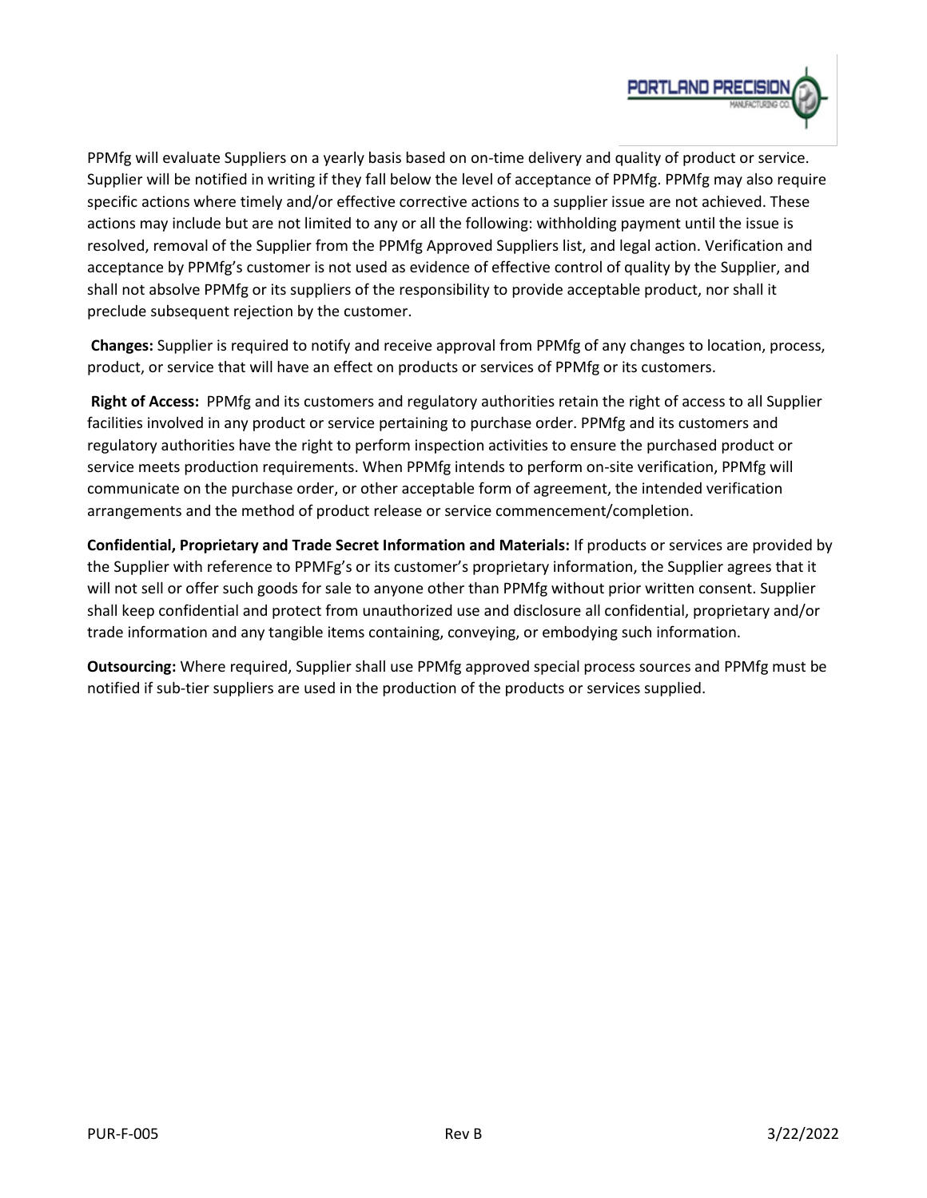PPMfg will evaluate Suppliers on a yearly basis based on on-time delivery and quality of product or service. Supplier will be notified in writing if they fall below the level of acceptance of PPMfg. PPMfg may also require specific actions where timely and/or effective corrective actions to a supplier issue are not achieved. These actions may include but are not limited to any or all the following: withholding payment until the issue is resolved, removal of the Supplier from the PPMfg Approved Suppliers list, and legal action. Verification and acceptance by PPMfg's customer is not used as evidence of effective control of quality by the Supplier, and shall not absolve PPMfg or its suppliers of the responsibility to provide acceptable product, nor shall it preclude subsequent rejection by the customer.

**Changes:** Supplier is required to notify and receive approval from PPMfg of any changes to location, process, product, or service that will have an effect on products or services of PPMfg or its customers.

**Right of Access:** PPMfg and its customers and regulatory authorities retain the right of access to all Supplier facilities involved in any product or service pertaining to purchase order. PPMfg and its customers and regulatory authorities have the right to perform inspection activities to ensure the purchased product or service meets production requirements. When PPMfg intends to perform on-site verification, PPMfg will communicate on the purchase order, or other acceptable form of agreement, the intended verification arrangements and the method of product release or service commencement/completion.

**Confidential, Proprietary and Trade Secret Information and Materials:** If products or services are provided by the Supplier with reference to PPMFg's or its customer's proprietary information, the Supplier agrees that it will not sell or offer such goods for sale to anyone other than PPMfg without prior written consent. Supplier shall keep confidential and protect from unauthorized use and disclosure all confidential, proprietary and/or trade information and any tangible items containing, conveying, or embodying such information.

**Outsourcing:** Where required, Supplier shall use PPMfg approved special process sources and PPMfg must be notified if sub-tier suppliers are used in the production of the products or services supplied.